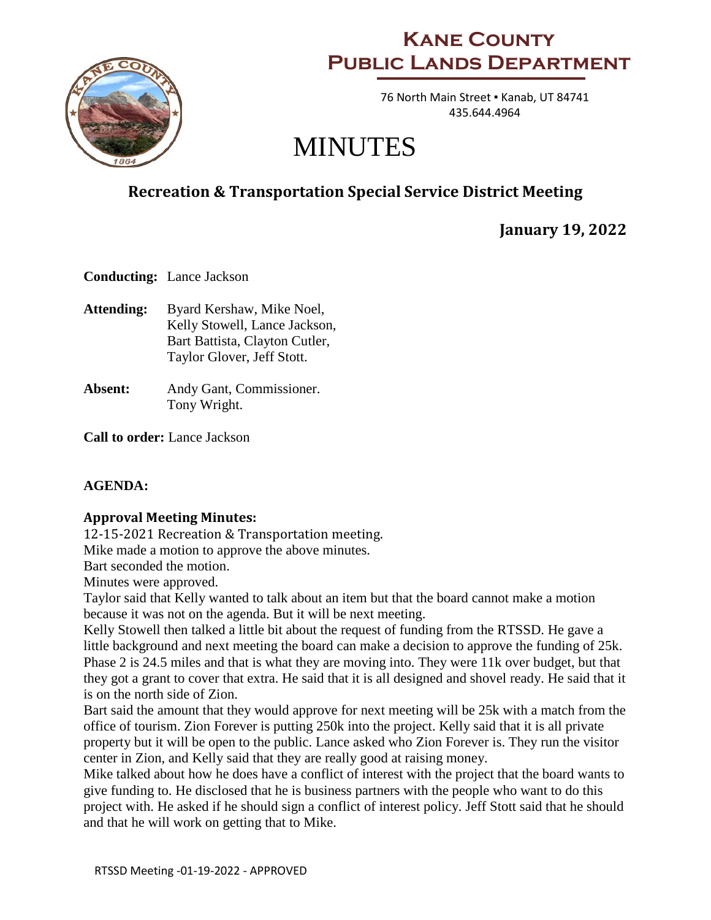# Kane County Public Lands Department

76 North Main Street ▪ Kanab, UT 84741
435.644.4964

# MINUTES

## Recreation & Transportation Special Service District Meeting

### January 19, 2022

**Conducting:** Lance Jackson

**Attending:** Byard Kershaw, Mike Noel, Kelly Stowell, Lance Jackson, Bart Battista, Clayton Cutler, Taylor Glover, Jeff Stott.

**Absent:** Andy Gant, Commissioner. Tony Wright.

**Call to order:** Lance Jackson

**AGENDA:**

**Approval Meeting Minutes:**

12-15-2021 Recreation & Transportation meeting.
Mike made a motion to approve the above minutes.
Bart seconded the motion.
Minutes were approved.
Taylor said that Kelly wanted to talk about an item but that the board cannot make a motion because it was not on the agenda. But it will be next meeting.
Kelly Stowell then talked a little bit about the request of funding from the RTSSD. He gave a little background and next meeting the board can make a decision to approve the funding of 25k. Phase 2 is 24.5 miles and that is what they are moving into. They were 11k over budget, but that they got a grant to cover that extra. He said that it is all designed and shovel ready. He said that it is on the north side of Zion.
Bart said the amount that they would approve for next meeting will be 25k with a match from the office of tourism. Zion Forever is putting 250k into the project. Kelly said that it is all private property but it will be open to the public. Lance asked who Zion Forever is. They run the visitor center in Zion, and Kelly said that they are really good at raising money.
Mike talked about how he does have a conflict of interest with the project that the board wants to give funding to. He disclosed that he is business partners with the people who want to do this project with. He asked if he should sign a conflict of interest policy. Jeff Stott said that he should and that he will work on getting that to Mike.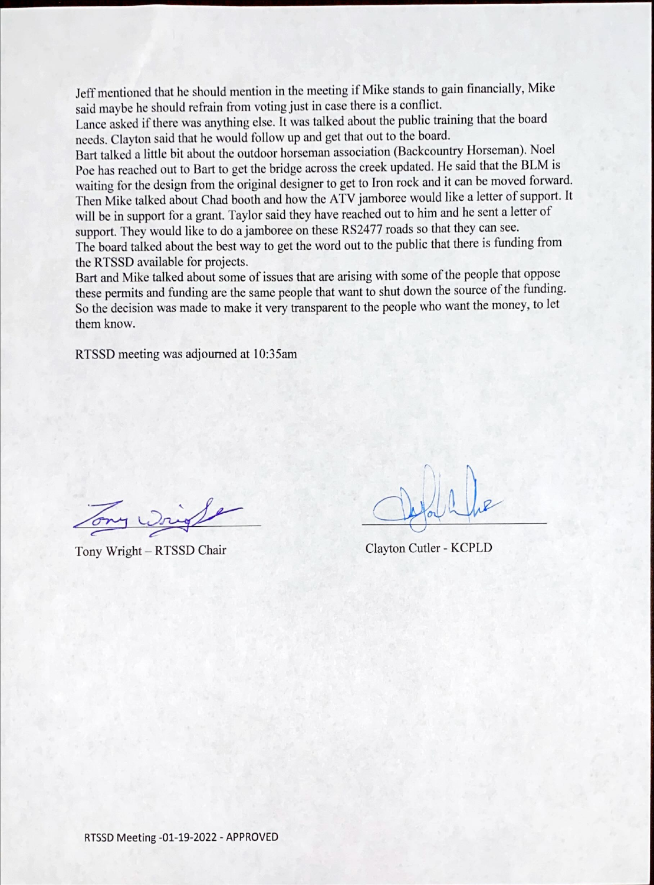Jeff mentioned that he should mention in the meeting if Mike stands to gain financially, Mike said maybe he should refrain from voting just in case there is a conflict.

Lance asked if there was anything else. It was talked about the public training that the board needs. Clayton said that he would follow up and get that out to the board.

Bart talked a little bit about the outdoor horseman association (Backcountry Horseman). Noel Poe has reached out to Bart to get the bridge across the creek updated. He said that the BLM is waiting for the design from the original designer to get to Iron rock and it can be moved forward.

Then Mike talked about Chad booth and how the ATV jamboree would like a letter of support. It will be in support for a grant. Taylor said they have reached out to him and he sent a letter of support. They would like to do a jamboree on these RS2477 roads so that they can see.

The board talked about the best way to get the word out to the public that there is funding from the RTSSD available for projects.

Bart and Mike talked about some of issues that are arising with some of the people that oppose these permits and funding are the same people that want to shut down the source of the funding. So the decision was made to make it very transparent to the people who want the money, to let them know.

RTSSD meeting was adjourned at 10:35am

Tony Wright – RTSSD Chair

Clayton Cutler - KCPLD

RTSSD Meeting -01-19-2022 - APPROVED